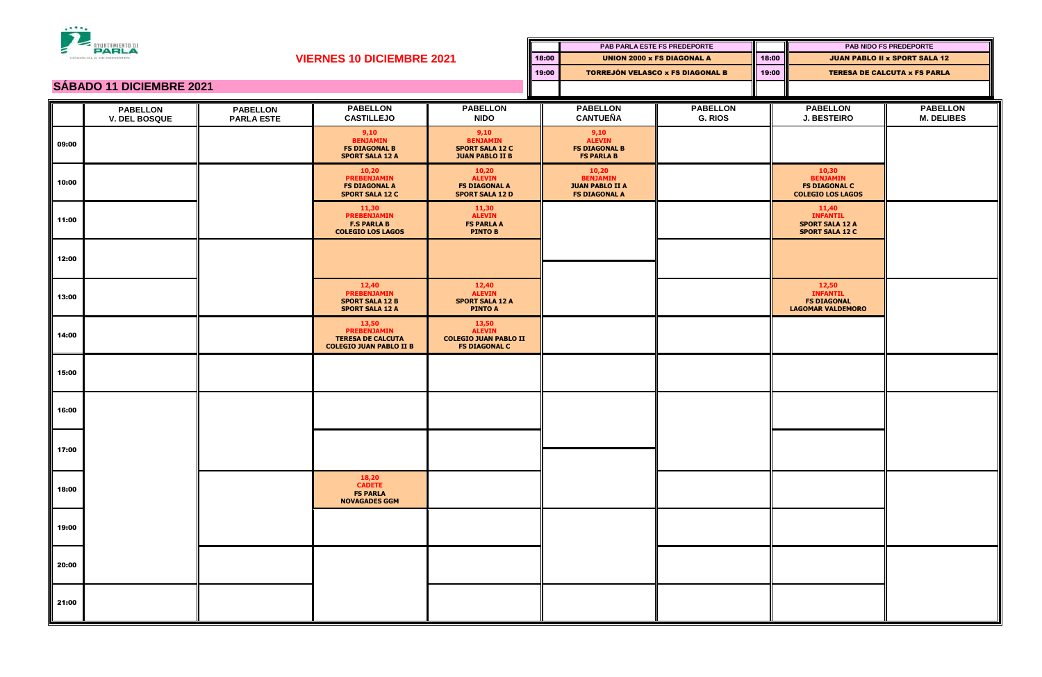## VIERNES 10 DICIEMBRE 2021

| | PAB PARLA ESTE FS PREDEPORTE | | PAB NIDO FS PREDEPORTE |
|---|---|---|---|
| 18:00 | UNION 2000 x FS DIAGONAL A | 18:00 | JUAN PABLO II x SPORT SALA 12 |
| 19:00 | TORREJÓN VELASCO x FS DIAGONAL B | 19:00 | TERESA DE CALCUTA x FS PARLA |

## SÁBADO 11 DICIEMBRE 2021

| | PABELLON V. DEL BOSQUE | PABELLON PARLA ESTE | PABELLON CASTILLEJO | PABELLON NIDO | PABELLON CANTUEÑA | PABELLON G. RIOS | PABELLON J. BESTEIRO | PABELLON M. DELIBES |
|---|---|---|---|---|---|---|---|---|
| 09:00 | | | 9,10 BENJAMIN FS DIAGONAL B SPORT SALA 12 A | 9,10 BENJAMIN SPORT SALA 12 C JUAN PABLO II B | 9,10 ALEVIN FS DIAGONAL B FS PARLA B | | | |
| 10:00 | | | 10,20 PREBENJAMIN FS DIAGONAL A SPORT SALA 12 C | 10,20 ALEVIN FS DIAGONAL A SPORT SALA 12 D | 10,20 BENJAMIN JUAN PABLO II A FS DIAGONAL A | | 10,30 BENJAMIN FS DIAGONAL C COLEGIO LOS LAGOS | |
| 11:00 | | | 11,30 PREBENJAMIN F.S PARLA B COLEGIO LOS LAGOS | 11,30 ALEVIN FS PARLA A PINTO B | | | 11,40 INFANTIL SPORT SALA 12 A SPORT SALA 12 C | |
| 12:00 | | | | | | | | |
| 13:00 | | | 12,40 PREBENJAMIN SPORT SALA 12 B SPORT SALA 12 A | 12,40 ALEVIN SPORT SALA 12 A PINTO A | | | 12,50 INFANTIL FS DIAGONAL LAGOMAR VALDEMORO | |
| 14:00 | | | 13,50 PREBENJAMIN TERESA DE CALCUTA COLEGIO JUAN PABLO II B | 13,50 ALEVIN COLEGIO JUAN PABLO II FS DIAGONAL C | | | | |
| 15:00 | | | | | | | | |
| 16:00 | | | | | | | | |
| 17:00 | | | | | | | | |
| 18:00 | | | 18,20 CADETE FS PARLA NOVAGADES GGM | | | | | |
| 19:00 | | | | | | | | |
| 20:00 | | | | | | | | |
| 21:00 | | | | | | | | |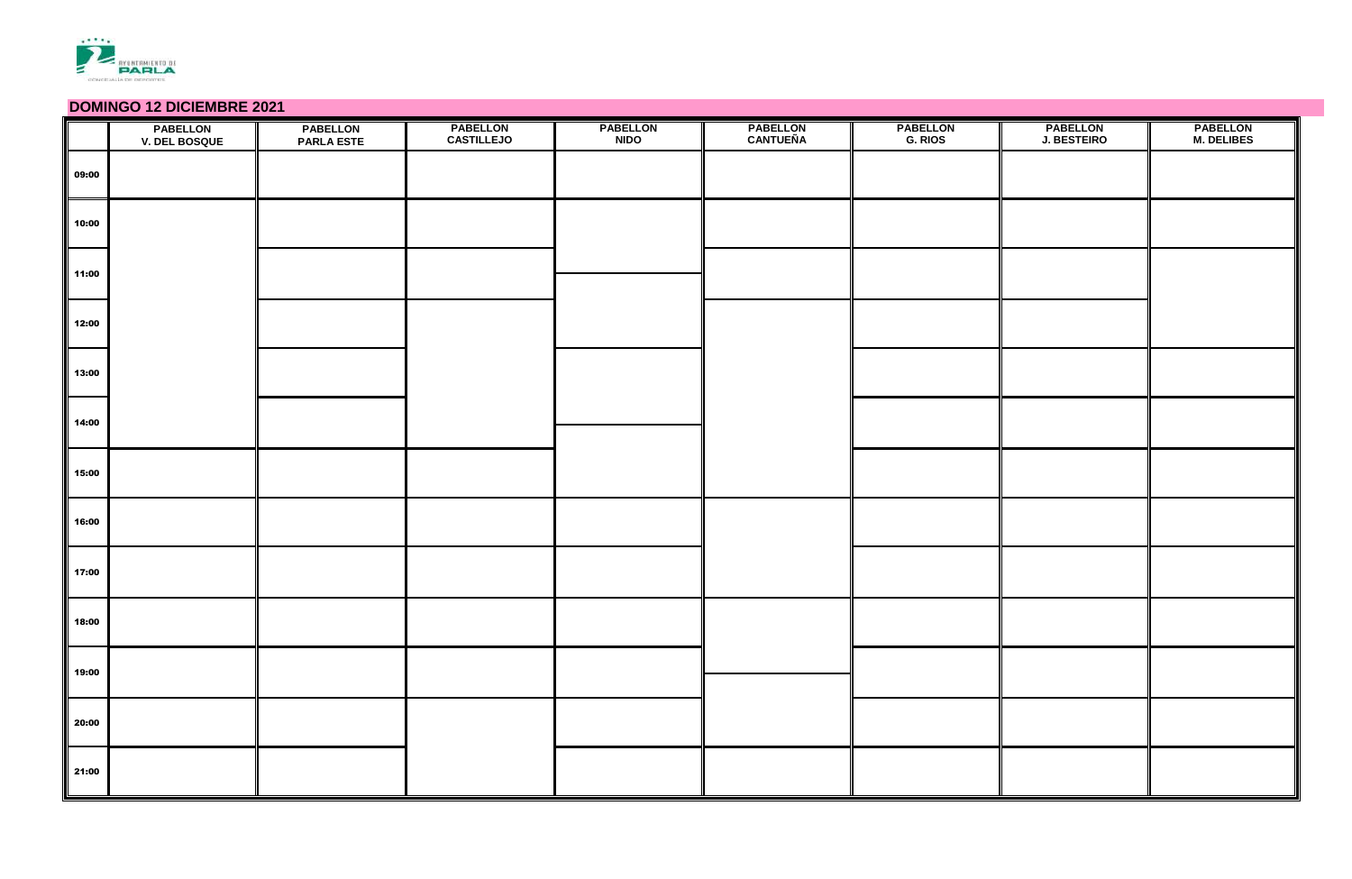## DOMINGO 12 DICIEMBRE 2021

| | PABELLON V. DEL BOSQUE | PABELLON PARLA ESTE | PABELLON CASTILLEJO | PABELLON NIDO | PABELLON CANTUEÑA | PABELLON G. RIOS | PABELLON J. BESTEIRO | PABELLON M. DELIBES |
|---|---|---|---|---|---|---|---|---|
| 09:00 | | | | | | | | |
| 10:00 | | | | | | | | |
| 11:00 | | | | | | | | |
| 12:00 | | | | | | | | |
| 13:00 | | | | | | | | |
| 14:00 | | | | | | | | |
| 15:00 | | | | | | | | |
| 16:00 | | | | | | | | |
| 17:00 | | | | | | | | |
| 18:00 | | | | | | | | |
| 19:00 | | | | | | | | |
| 20:00 | | | | | | | | |
| 21:00 | | | | | | | | |